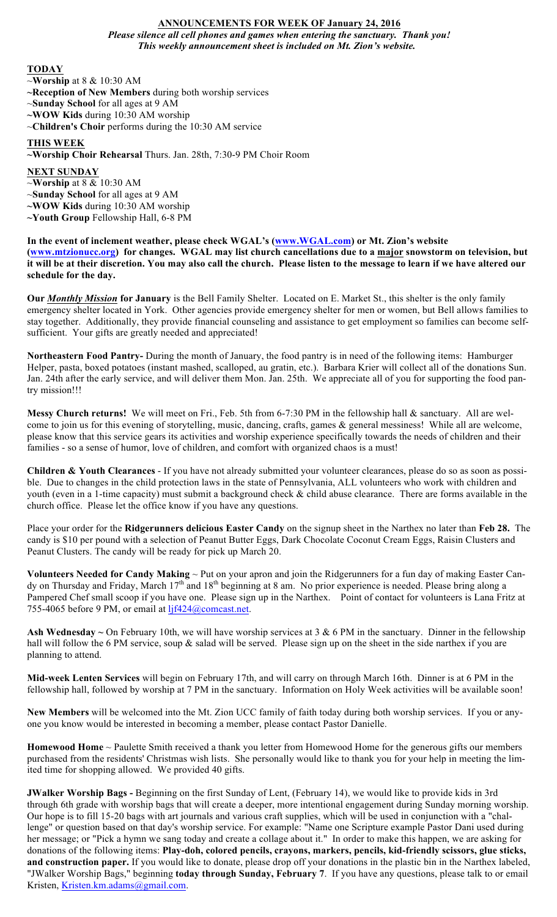**ANNOUNCEMENTS FOR WEEK OF January 24, 2016**

***Please silence all cell phones and games when entering the sanctuary. Thank you!***
***This weekly announcement sheet is included on Mt. Zion's website.***

**TODAY**

~**Worship** at 8 & 10:30 AM
**~Reception of New Members** during both worship services
~**Sunday School** for all ages at 9 AM
**~WOW Kids** during 10:30 AM worship
~**Children's Choir** performs during the 10:30 AM service

**THIS WEEK**

**~Worship Choir Rehearsal** Thurs. Jan. 28th, 7:30-9 PM Choir Room

**NEXT SUNDAY**

~**Worship** at 8 & 10:30 AM
~**Sunday School** for all ages at 9 AM
**~WOW Kids** during 10:30 AM worship
**~Youth Group** Fellowship Hall, 6-8 PM

**In the event of inclement weather, please check WGAL's (www.WGAL.com) or Mt. Zion's website (www.mtzionucc.org) for changes. WGAL may list church cancellations due to a major snowstorm on television, but it will be at their discretion. You may also call the church. Please listen to the message to learn if we have altered our schedule for the day.**

**Our *Monthly Mission* for January** is the Bell Family Shelter. Located on E. Market St., this shelter is the only family emergency shelter located in York. Other agencies provide emergency shelter for men or women, but Bell allows families to stay together. Additionally, they provide financial counseling and assistance to get employment so families can become self-sufficient. Your gifts are greatly needed and appreciated!

**Northeastern Food Pantry-** During the month of January, the food pantry is in need of the following items: Hamburger Helper, pasta, boxed potatoes (instant mashed, scalloped, au gratin, etc.). Barbara Krier will collect all of the donations Sun. Jan. 24th after the early service, and will deliver them Mon. Jan. 25th. We appreciate all of you for supporting the food pantry mission!!!

**Messy Church returns!** We will meet on Fri., Feb. 5th from 6-7:30 PM in the fellowship hall & sanctuary. All are welcome to join us for this evening of storytelling, music, dancing, crafts, games & general messiness! While all are welcome, please know that this service gears its activities and worship experience specifically towards the needs of children and their families - so a sense of humor, love of children, and comfort with organized chaos is a must!

**Children & Youth Clearances** - If you have not already submitted your volunteer clearances, please do so as soon as possible. Due to the changes in the child protection laws in the state of Pennsylvania, ALL volunteers who work with children and youth (even in a 1-time capacity) must submit a background check & child abuse clearance. There are forms available in the church office. Please let the office know if you have any questions.

Place your order for the **Ridgerunners delicious Easter Candy** on the signup sheet in the Narthex no later than **Feb 28.** The candy is $10 per pound with a selection of Peanut Butter Eggs, Dark Chocolate Coconut Cream Eggs, Raisin Clusters and Peanut Clusters. The candy will be ready for pick up March 20.

**Volunteers Needed for Candy Making** ~ Put on your apron and join the Ridgerunners for a fun day of making Easter Candy on Thursday and Friday, March 17th and 18th beginning at 8 am. No prior experience is needed. Please bring along a Pampered Chef small scoop if you have one. Please sign up in the Narthex. Point of contact for volunteers is Lana Fritz at 755-4065 before 9 PM, or email at ljf424@comcast.net.

**Ash Wednesday ~** On February 10th, we will have worship services at 3 & 6 PM in the sanctuary. Dinner in the fellowship hall will follow the 6 PM service, soup & salad will be served. Please sign up on the sheet in the side narthex if you are planning to attend.

**Mid-week Lenten Services** will begin on February 17th, and will carry on through March 16th. Dinner is at 6 PM in the fellowship hall, followed by worship at 7 PM in the sanctuary. Information on Holy Week activities will be available soon!

**New Members** will be welcomed into the Mt. Zion UCC family of faith today during both worship services. If you or anyone you know would be interested in becoming a member, please contact Pastor Danielle.

**Homewood Home** ~ Paulette Smith received a thank you letter from Homewood Home for the generous gifts our members purchased from the residents' Christmas wish lists. She personally would like to thank you for your help in meeting the limited time for shopping allowed. We provided 40 gifts.

**JWalker Worship Bags -** Beginning on the first Sunday of Lent, (February 14), we would like to provide kids in 3rd through 6th grade with worship bags that will create a deeper, more intentional engagement during Sunday morning worship. Our hope is to fill 15-20 bags with art journals and various craft supplies, which will be used in conjunction with a "challenge" or question based on that day's worship service. For example: "Name one Scripture example Pastor Dani used during her message; or "Pick a hymn we sang today and create a collage about it." In order to make this happen, we are asking for donations of the following items: **Play-doh, colored pencils, crayons, markers, pencils, kid-friendly scissors, glue sticks, and construction paper.** If you would like to donate, please drop off your donations in the plastic bin in the Narthex labeled, "JWalker Worship Bags," beginning **today through Sunday, February 7**. If you have any questions, please talk to or email Kristen, Kristen.km.adams@gmail.com.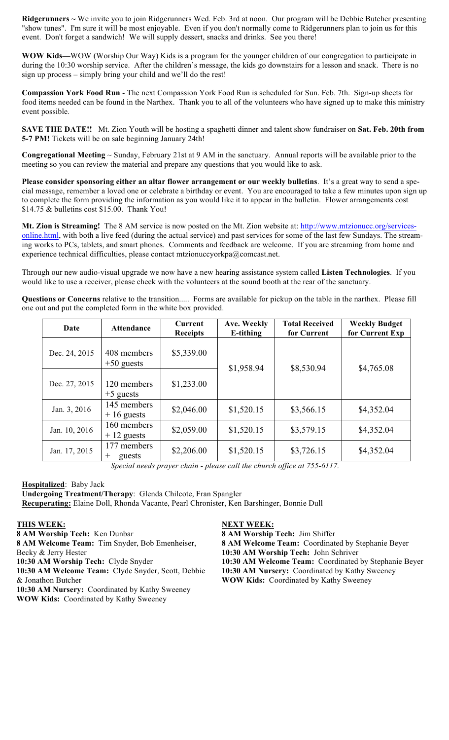**Ridgerunners ~** We invite you to join Ridgerunners Wed. Feb. 3rd at noon. Our program will be Debbie Butcher presenting "show tunes". I'm sure it will be most enjoyable. Even if you don't normally come to Ridgerunners plan to join us for this event. Don't forget a sandwich! We will supply dessert, snacks and drinks. See you there!

**WOW Kids—**WOW (Worship Our Way) Kids is a program for the younger children of our congregation to participate in during the 10:30 worship service. After the children's message, the kids go downstairs for a lesson and snack. There is no sign up process – simply bring your child and we'll do the rest!

**Compassion York Food Run** - The next Compassion York Food Run is scheduled for Sun. Feb. 7th. Sign-up sheets for food items needed can be found in the Narthex. Thank you to all of the volunteers who have signed up to make this ministry event possible.

**SAVE THE DATE!!** Mt. Zion Youth will be hosting a spaghetti dinner and talent show fundraiser on **Sat. Feb. 20th from 5-7 PM!** Tickets will be on sale beginning January 24th!

**Congregational Meeting** ~ Sunday, February 21st at 9 AM in the sanctuary. Annual reports will be available prior to the meeting so you can review the material and prepare any questions that you would like to ask.

**Please consider sponsoring either an altar flower arrangement or our weekly bulletins**. It's a great way to send a special message, remember a loved one or celebrate a birthday or event. You are encouraged to take a few minutes upon sign up to complete the form providing the information as you would like it to appear in the bulletin. Flower arrangements cost $14.75 & bulletins cost $15.00. Thank You!

**Mt. Zion is Streaming!** The 8 AM service is now posted on the Mt. Zion website at: http://www.mtzionucc.org/services-online.html, with both a live feed (during the actual service) and past services for some of the last few Sundays. The streaming works to PCs, tablets, and smart phones. Comments and feedback are welcome. If you are streaming from home and experience technical difficulties, please contact mtzionuccyorkpa@comcast.net.

Through our new audio-visual upgrade we now have a new hearing assistance system called **Listen Technologies**. If you would like to use a receiver, please check with the volunteers at the sound booth at the rear of the sanctuary.

**Questions or Concerns** relative to the transition..... Forms are available for pickup on the table in the narthex. Please fill one out and put the completed form in the white box provided.

| Date | Attendance | Current Receipts | Ave. Weekly E-tithing | Total Received for Current | Weekly Budget for Current Exp |
|---|---|---|---|---|---|
| Dec. 24, 2015 | 408 members +50 guests | $5,339.00 | $1,958.94 | $8,530.94 | $4,765.08 |
| Dec. 27, 2015 | 120 members +5 guests | $1,233.00 | | | |
| Jan. 3, 2016 | 145 members + 16 guests | $2,046.00 | $1,520.15 | $3,566.15 | $4,352.04 |
| Jan. 10, 2016 | 160 members + 12 guests | $2,059.00 | $1,520.15 | $3,579.15 | $4,352.04 |
| Jan. 17, 2015 | 177 members + guests | $2,206.00 | $1,520.15 | $3,726.15 | $4,352.04 |

*Special needs prayer chain - please call the church office at 755-6117.*

**Hospitalized**: Baby Jack
**Undergoing Treatment/Therapy**: Glenda Chilcote, Fran Spangler
**Recuperating:** Elaine Doll, Rhonda Vacante, Pearl Chronister, Ken Barshinger, Bonnie Dull

**THIS WEEK:**
**8 AM Worship Tech:** Ken Dunbar
**8 AM Welcome Team:** Tim Snyder, Bob Emenheiser, Becky & Jerry Hester
**10:30 AM Worship Tech:** Clyde Snyder
**10:30 AM Welcome Team:** Clyde Snyder, Scott, Debbie & Jonathon Butcher
**10:30 AM Nursery:** Coordinated by Kathy Sweeney
**WOW Kids:** Coordinated by Kathy Sweeney

**NEXT WEEK:**
**8 AM Worship Tech:** Jim Shiffer
**8 AM Welcome Team:** Coordinated by Stephanie Beyer
**10:30 AM Worship Tech:** John Schriver
**10:30 AM Welcome Team:** Coordinated by Stephanie Beyer
**10:30 AM Nursery:** Coordinated by Kathy Sweeney
**WOW Kids:** Coordinated by Kathy Sweeney